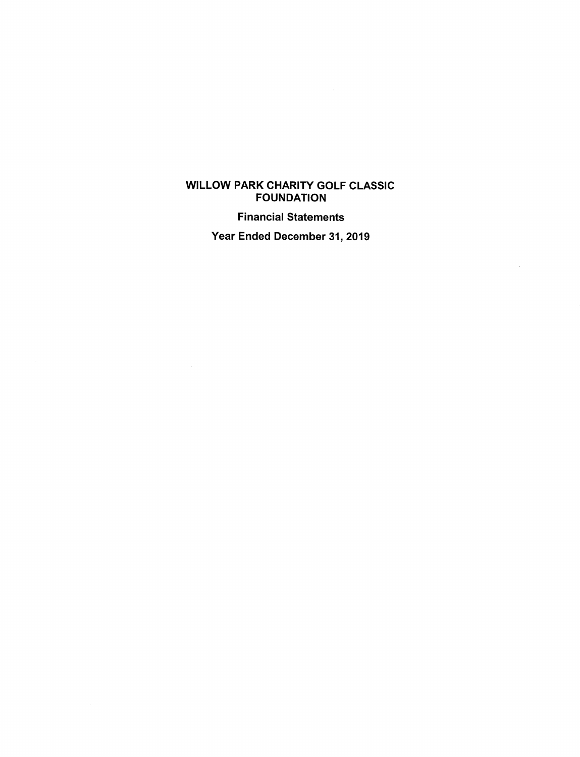# WILLOW PARK CHARITY GOLF CLASSIC FOUNDATION

## Financial Statements

## Year Ended December 31, 2019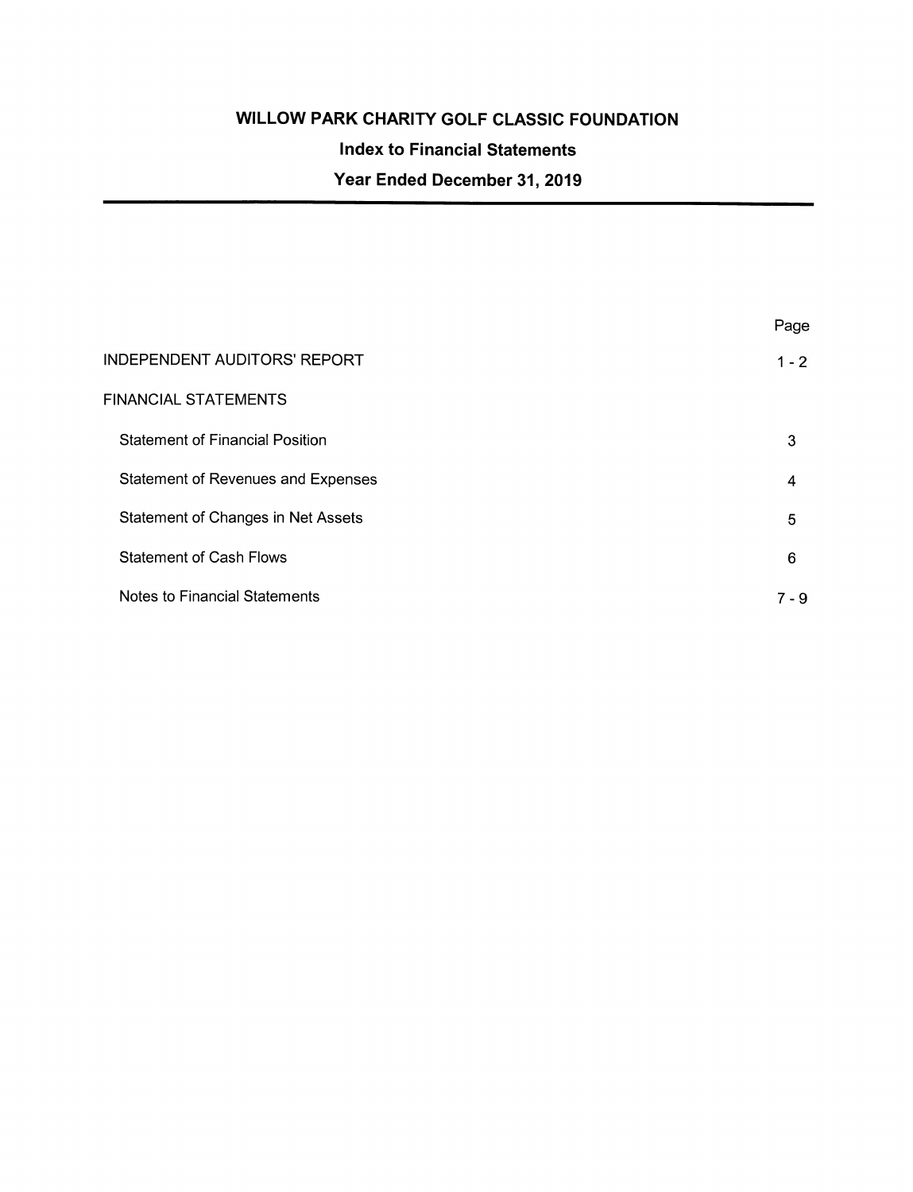# WILLOW PARK CHARITY GOLF CLASSIC FOUNDATION

## Index to Financial Statements

## Year Ended December 31, 2019

| | Page |
|---|---|
| INDEPENDENT AUDITORS' REPORT | 1 - 2 |
| FINANCIAL STATEMENTS | |
| Statement of Financial Position | 3 |
| Statement of Revenues and Expenses | 4 |
| Statement of Changes in Net Assets | 5 |
| Statement of Cash Flows | 6 |
| Notes to Financial Statements | 7 - 9 |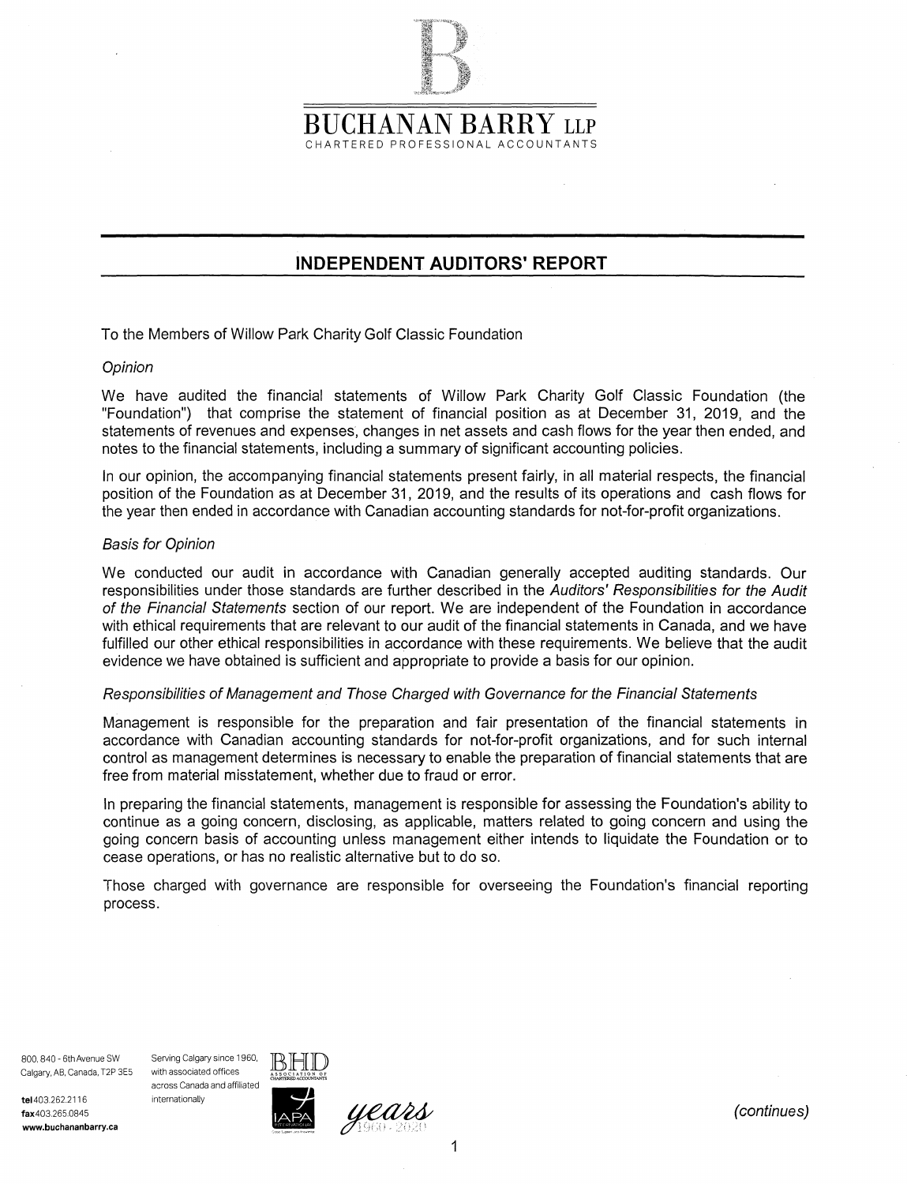# BUCHANAN BARRY LLP

CHARTERED PROFESSIONAL ACCOUNTANTS

## INDEPENDENT AUDITORS' REPORT

To the Members of Willow Park Charity Golf Classic Foundation

*Opinion*

We have audited the financial statements of Willow Park Charity Golf Classic Foundation (the "Foundation") that comprise the statement of financial position as at December 31, 2019, and the statements of revenues and expenses, changes in net assets and cash flows for the year then ended, and notes to the financial statements, including a summary of significant accounting policies.

In our opinion, the accompanying financial statements present fairly, in all material respects, the financial position of the Foundation as at December 31, 2019, and the results of its operations and cash flows for the year then ended in accordance with Canadian accounting standards for not-for-profit organizations.

*Basis for Opinion*

We conducted our audit in accordance with Canadian generally accepted auditing standards. Our responsibilities under those standards are further described in the *Auditors' Responsibilities for the Audit of the Financial Statements* section of our report. We are independent of the Foundation in accordance with ethical requirements that are relevant to our audit of the financial statements in Canada, and we have fulfilled our other ethical responsibilities in accordance with these requirements. We believe that the audit evidence we have obtained is sufficient and appropriate to provide a basis for our opinion.

*Responsibilities of Management and Those Charged with Governance for the Financial Statements*

Management is responsible for the preparation and fair presentation of the financial statements in accordance with Canadian accounting standards for not-for-profit organizations, and for such internal control as management determines is necessary to enable the preparation of financial statements that are free from material misstatement, whether due to fraud or error.

In preparing the financial statements, management is responsible for assessing the Foundation's ability to continue as a going concern, disclosing, as applicable, matters related to going concern and using the going concern basis of accounting unless management either intends to liquidate the Foundation or to cease operations, or has no realistic alternative but to do so.

Those charged with governance are responsible for overseeing the Foundation's financial reporting process.

800, 840 - 6th Avenue SW
Calgary, AB, Canada, T2P 3E5

**tel** 403.262.2116
**fax** 403.265.0845
**www.buchananbarry.ca**

Serving Calgary since 1960, with associated offices across Canada and affiliated internationally

*(continues)*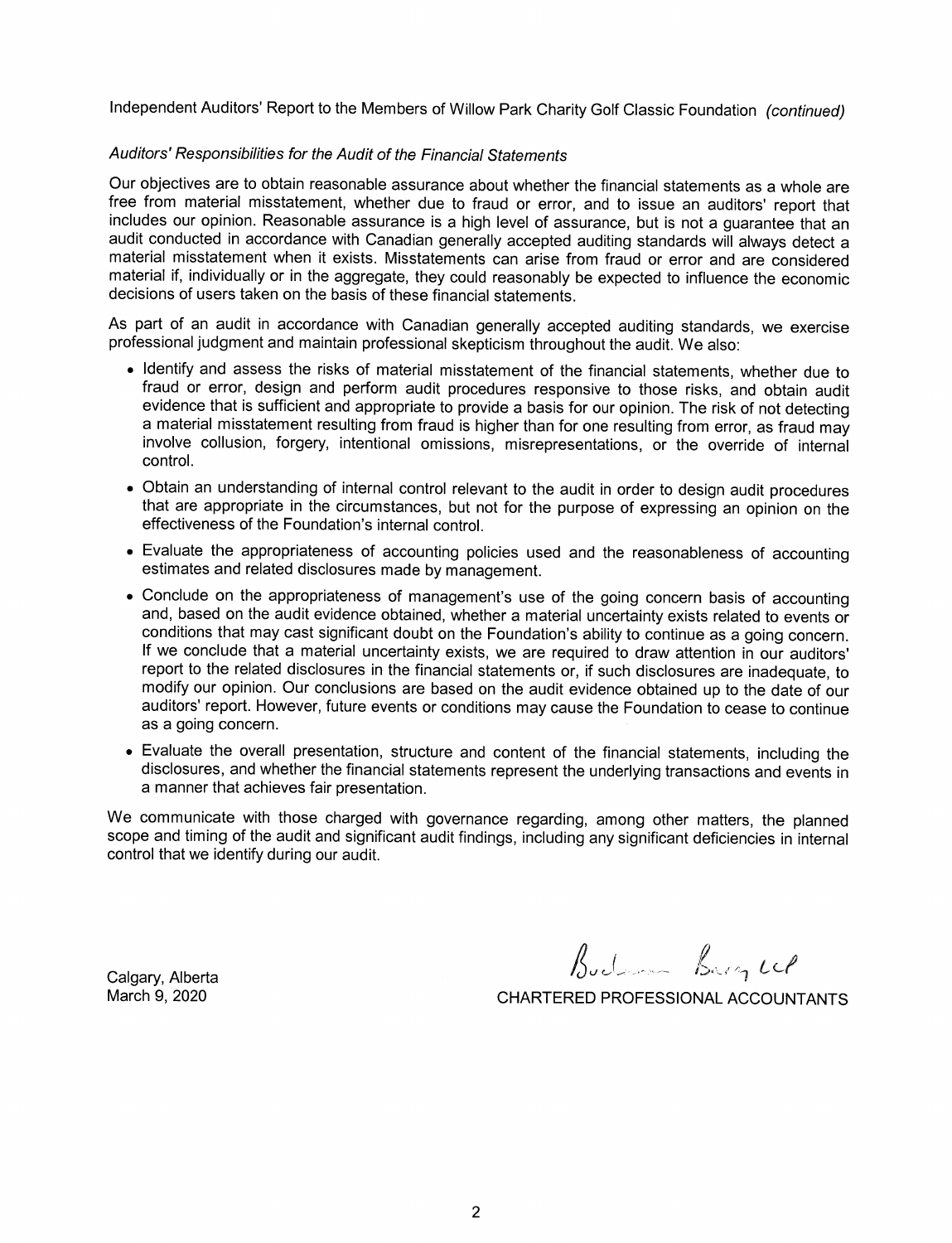Independent Auditors' Report to the Members of Willow Park Charity Golf Classic Foundation *(continued)*

*Auditors' Responsibilities for the Audit of the Financial Statements*

Our objectives are to obtain reasonable assurance about whether the financial statements as a whole are free from material misstatement, whether due to fraud or error, and to issue an auditors' report that includes our opinion. Reasonable assurance is a high level of assurance, but is not a guarantee that an audit conducted in accordance with Canadian generally accepted auditing standards will always detect a material misstatement when it exists. Misstatements can arise from fraud or error and are considered material if, individually or in the aggregate, they could reasonably be expected to influence the economic decisions of users taken on the basis of these financial statements.

As part of an audit in accordance with Canadian generally accepted auditing standards, we exercise professional judgment and maintain professional skepticism throughout the audit. We also:

- Identify and assess the risks of material misstatement of the financial statements, whether due to fraud or error, design and perform audit procedures responsive to those risks, and obtain audit evidence that is sufficient and appropriate to provide a basis for our opinion. The risk of not detecting a material misstatement resulting from fraud is higher than for one resulting from error, as fraud may involve collusion, forgery, intentional omissions, misrepresentations, or the override of internal control.
- Obtain an understanding of internal control relevant to the audit in order to design audit procedures that are appropriate in the circumstances, but not for the purpose of expressing an opinion on the effectiveness of the Foundation's internal control.
- Evaluate the appropriateness of accounting policies used and the reasonableness of accounting estimates and related disclosures made by management.
- Conclude on the appropriateness of management's use of the going concern basis of accounting and, based on the audit evidence obtained, whether a material uncertainty exists related to events or conditions that may cast significant doubt on the Foundation's ability to continue as a going concern. If we conclude that a material uncertainty exists, we are required to draw attention in our auditors' report to the related disclosures in the financial statements or, if such disclosures are inadequate, to modify our opinion. Our conclusions are based on the audit evidence obtained up to the date of our auditors' report. However, future events or conditions may cause the Foundation to cease to continue as a going concern.
- Evaluate the overall presentation, structure and content of the financial statements, including the disclosures, and whether the financial statements represent the underlying transactions and events in a manner that achieves fair presentation.

We communicate with those charged with governance regarding, among other matters, the planned scope and timing of the audit and significant audit findings, including any significant deficiencies in internal control that we identify during our audit.

Calgary, Alberta
March 9, 2020

Buchanan Barry LLP

CHARTERED PROFESSIONAL ACCOUNTANTS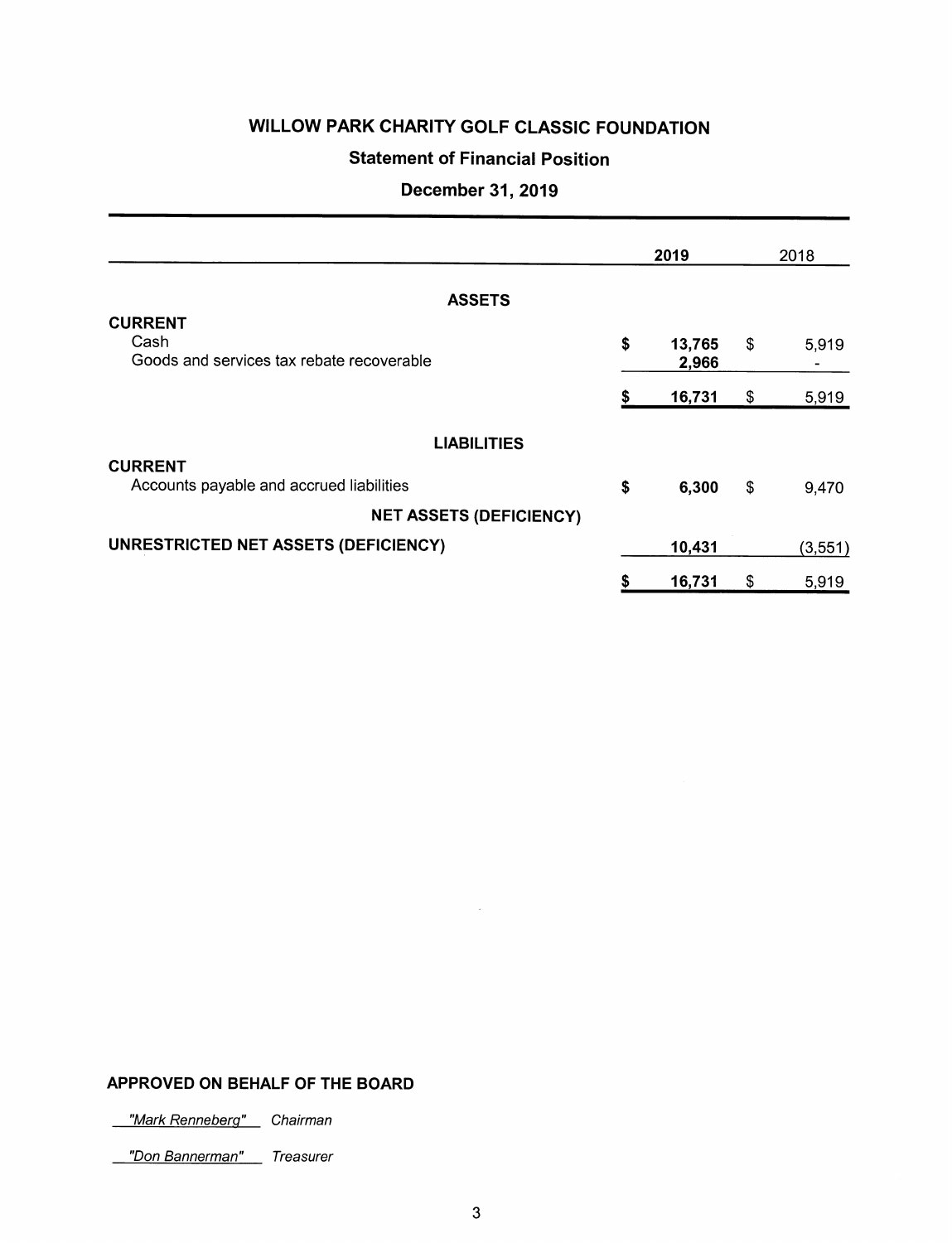# WILLOW PARK CHARITY GOLF CLASSIC FOUNDATION

## Statement of Financial Position

### December 31, 2019

| | 2019 | 2018 |
|---|---|---|
| **ASSETS** | | |
| **CURRENT** | | |
| Cash | $ 13,765 | $ 5,919 |
| Goods and services tax rebate recoverable | 2,966 | - |
| | $ 16,731 | $ 5,919 |
| **LIABILITIES** | | |
| **CURRENT** | | |
| Accounts payable and accrued liabilities | $ 6,300 | $ 9,470 |
| **NET ASSETS (DEFICIENCY)** | | |
| **UNRESTRICTED NET ASSETS (DEFICIENCY)** | 10,431 | (3,551) |
| | $ 16,731 | $ 5,919 |

**APPROVED ON BEHALF OF THE BOARD**

*"Mark Renneberg"* *Chairman*

*"Don Bannerman"* *Treasurer*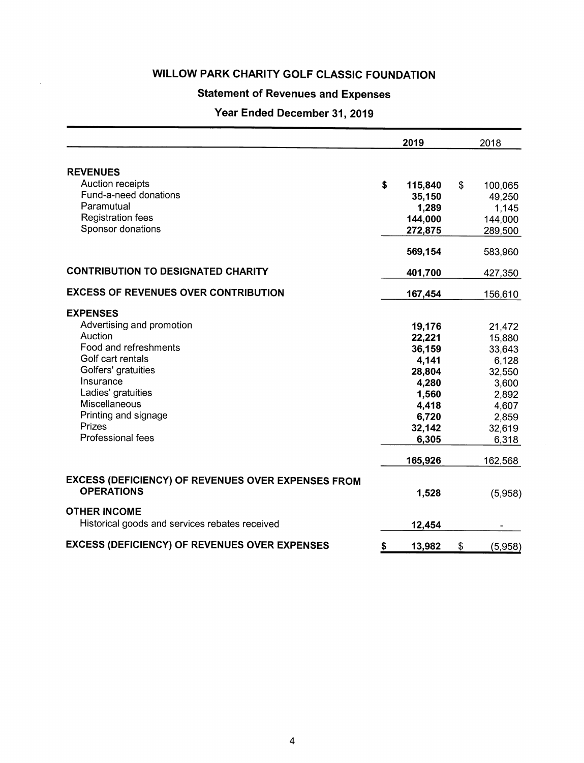# WILLOW PARK CHARITY GOLF CLASSIC FOUNDATION

## Statement of Revenues and Expenses

### Year Ended December 31, 2019

| | 2019 | 2018 |
|---|---|---|
| **REVENUES** | | |
| Auction receipts | **$ 115,840** | $ 100,065 |
| Fund-a-need donations | **35,150** | 49,250 |
| Paramutual | **1,289** | 1,145 |
| Registration fees | **144,000** | 144,000 |
| Sponsor donations | **272,875** | 289,500 |
| | **569,154** | 583,960 |
| **CONTRIBUTION TO DESIGNATED CHARITY** | **401,700** | 427,350 |
| **EXCESS OF REVENUES OVER CONTRIBUTION** | **167,454** | 156,610 |
| **EXPENSES** | | |
| Advertising and promotion | **19,176** | 21,472 |
| Auction | **22,221** | 15,880 |
| Food and refreshments | **36,159** | 33,643 |
| Golf cart rentals | **4,141** | 6,128 |
| Golfers' gratuities | **28,804** | 32,550 |
| Insurance | **4,280** | 3,600 |
| Ladies' gratuities | **1,560** | 2,892 |
| Miscellaneous | **4,418** | 4,607 |
| Printing and signage | **6,720** | 2,859 |
| Prizes | **32,142** | 32,619 |
| Professional fees | **6,305** | 6,318 |
| | **165,926** | 162,568 |
| **EXCESS (DEFICIENCY) OF REVENUES OVER EXPENSES FROM OPERATIONS** | **1,528** | (5,958) |
| **OTHER INCOME** | | |
| Historical goods and services rebates received | **12,454** | - |
| **EXCESS (DEFICIENCY) OF REVENUES OVER EXPENSES** | **$ 13,982** | $ (5,958) |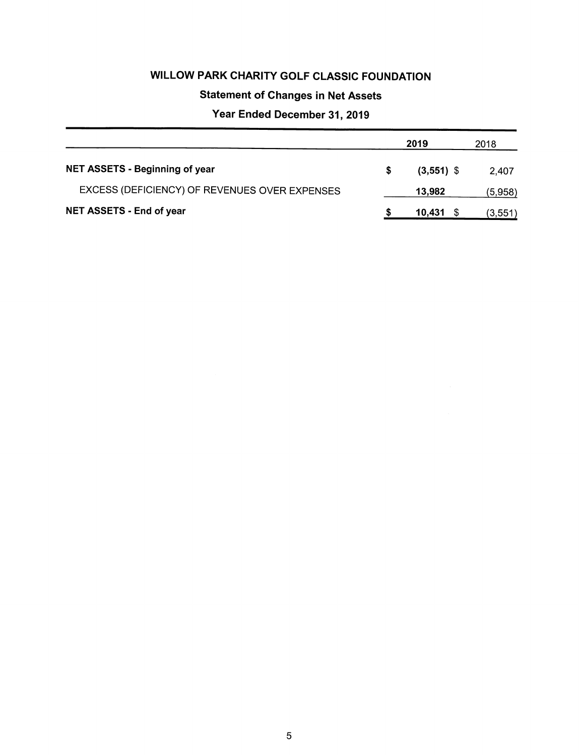# WILLOW PARK CHARITY GOLF CLASSIC FOUNDATION

## Statement of Changes in Net Assets

### Year Ended December 31, 2019

| | 2019 | 2018 |
|---|---|---|
| **NET ASSETS - Beginning of year** | **$ (3,551)** | $ 2,407 |
| EXCESS (DEFICIENCY) OF REVENUES OVER EXPENSES | **13,982** | (5,958) |
| **NET ASSETS - End of year** | **$ 10,431** | $ (3,551) |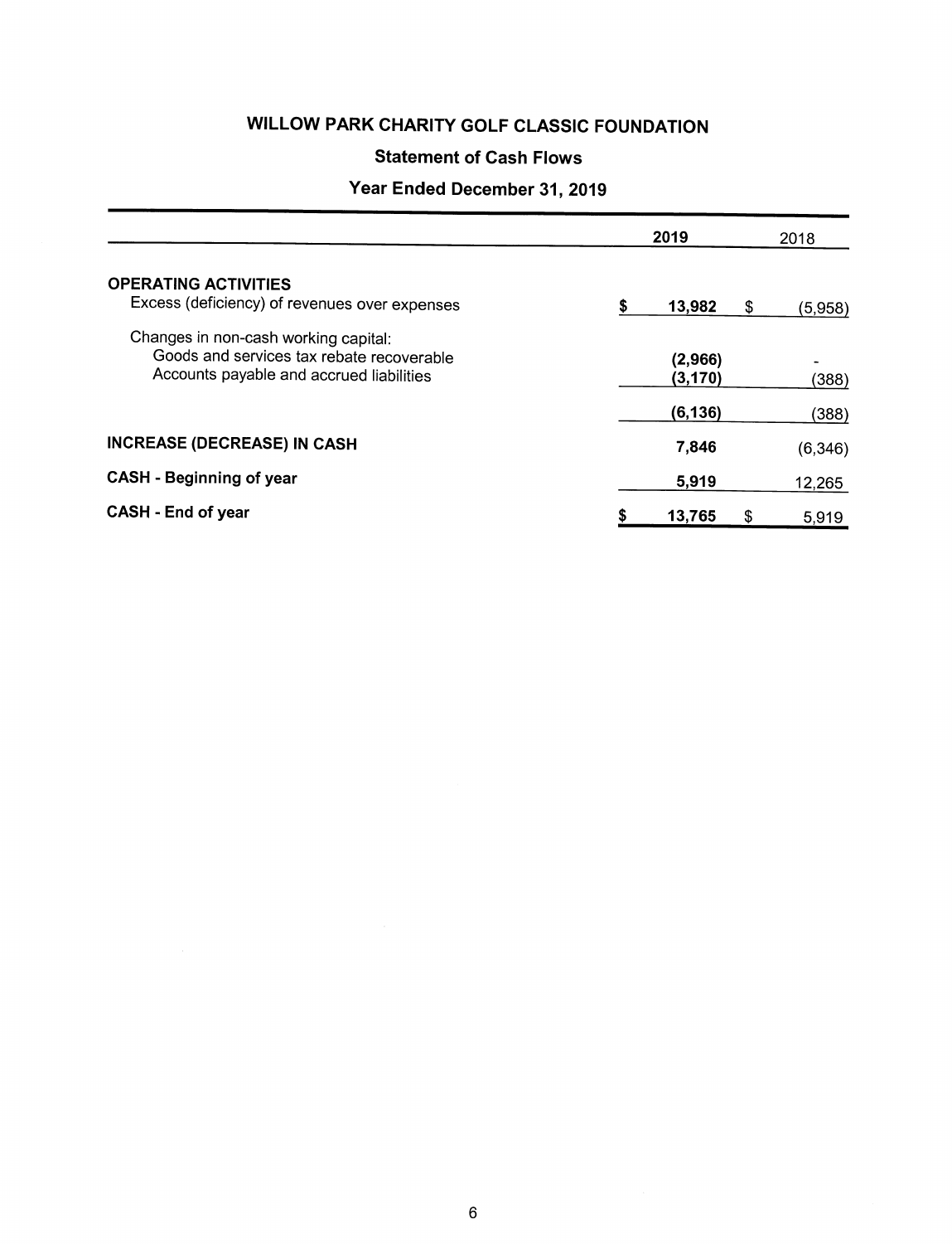# WILLOW PARK CHARITY GOLF CLASSIC FOUNDATION

## Statement of Cash Flows

### Year Ended December 31, 2019

| | 2019 | 2018 |
|---|---|---|
| **OPERATING ACTIVITIES** | | |
| Excess (deficiency) of revenues over expenses | **$ 13,982** | $ (5,958) |
| Changes in non-cash working capital: | | |
| Goods and services tax rebate recoverable | **(2,966)** | - |
| Accounts payable and accrued liabilities | **(3,170)** | (388) |
| | **(6,136)** | (388) |
| **INCREASE (DECREASE) IN CASH** | **7,846** | (6,346) |
| **CASH - Beginning of year** | **5,919** | 12,265 |
| **CASH - End of year** | **$ 13,765** | $ 5,919 |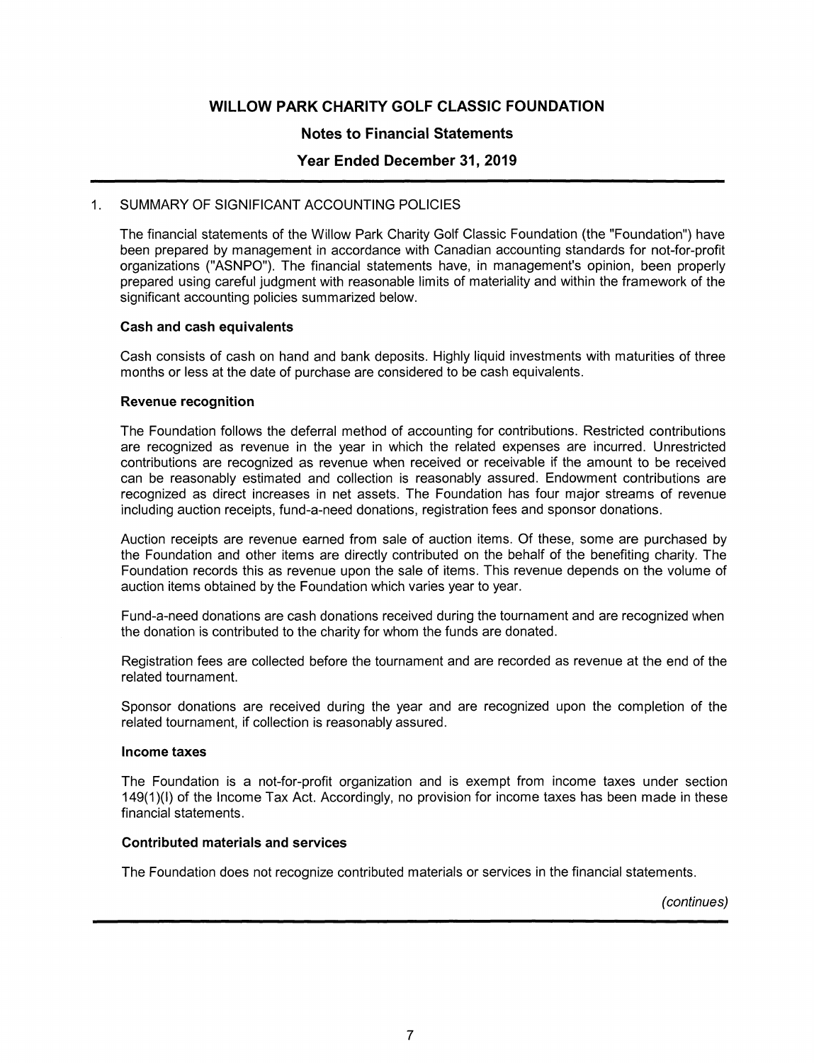# WILLOW PARK CHARITY GOLF CLASSIC FOUNDATION

## Notes to Financial Statements

## Year Ended December 31, 2019

1. SUMMARY OF SIGNIFICANT ACCOUNTING POLICIES

The financial statements of the Willow Park Charity Golf Classic Foundation (the "Foundation") have been prepared by management in accordance with Canadian accounting standards for not-for-profit organizations ("ASNPO"). The financial statements have, in management's opinion, been properly prepared using careful judgment with reasonable limits of materiality and within the framework of the significant accounting policies summarized below.

**Cash and cash equivalents**

Cash consists of cash on hand and bank deposits. Highly liquid investments with maturities of three months or less at the date of purchase are considered to be cash equivalents.

**Revenue recognition**

The Foundation follows the deferral method of accounting for contributions. Restricted contributions are recognized as revenue in the year in which the related expenses are incurred. Unrestricted contributions are recognized as revenue when received or receivable if the amount to be received can be reasonably estimated and collection is reasonably assured. Endowment contributions are recognized as direct increases in net assets. The Foundation has four major streams of revenue including auction receipts, fund-a-need donations, registration fees and sponsor donations.

Auction receipts are revenue earned from sale of auction items. Of these, some are purchased by the Foundation and other items are directly contributed on the behalf of the benefiting charity. The Foundation records this as revenue upon the sale of items. This revenue depends on the volume of auction items obtained by the Foundation which varies year to year.

Fund-a-need donations are cash donations received during the tournament and are recognized when the donation is contributed to the charity for whom the funds are donated.

Registration fees are collected before the tournament and are recorded as revenue at the end of the related tournament.

Sponsor donations are received during the year and are recognized upon the completion of the related tournament, if collection is reasonably assured.

**Income taxes**

The Foundation is a not-for-profit organization and is exempt from income taxes under section 149(1)(l) of the Income Tax Act. Accordingly, no provision for income taxes has been made in these financial statements.

**Contributed materials and services**

The Foundation does not recognize contributed materials or services in the financial statements.

*(continues)*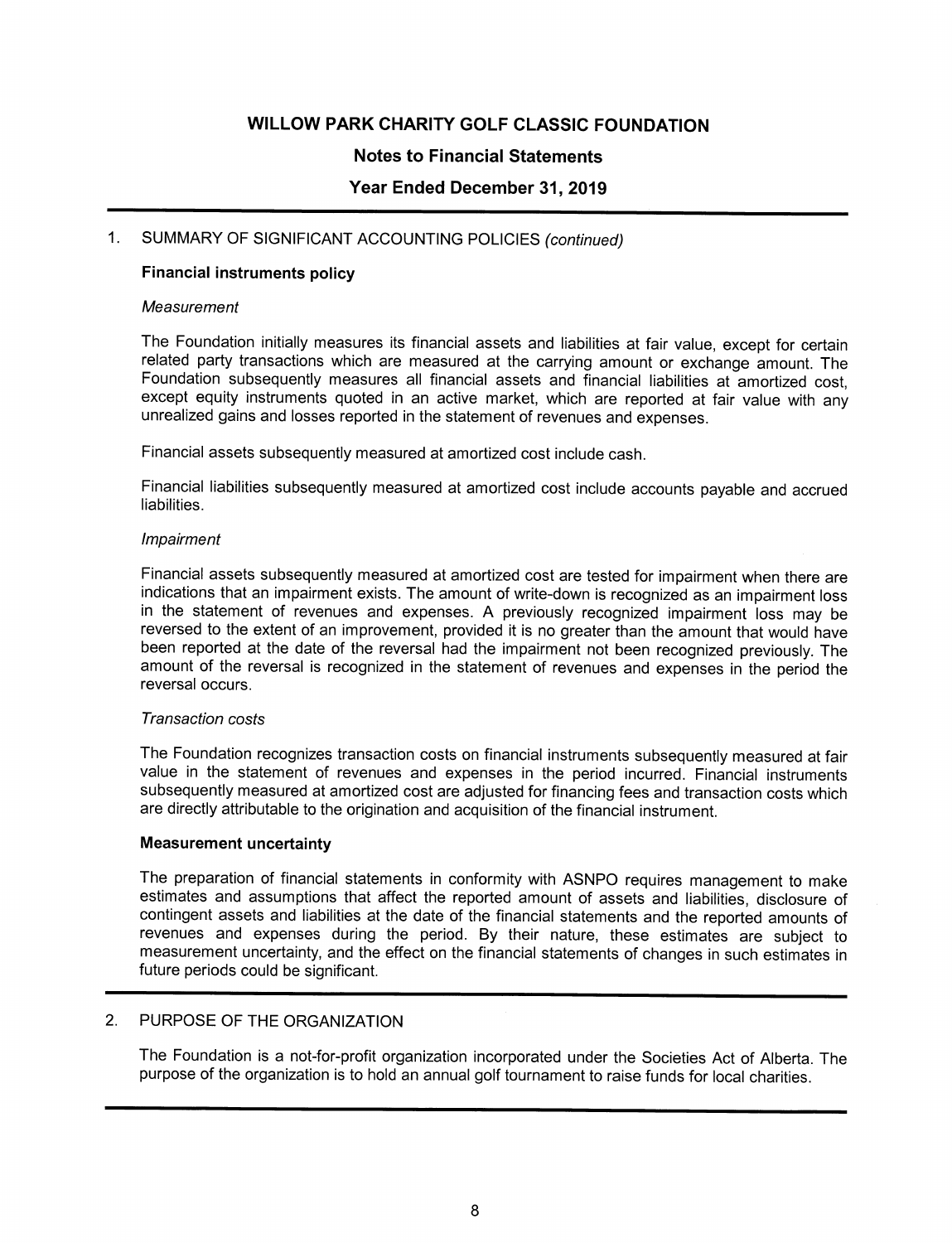# WILLOW PARK CHARITY GOLF CLASSIC FOUNDATION

## Notes to Financial Statements

## Year Ended December 31, 2019

### 1. SUMMARY OF SIGNIFICANT ACCOUNTING POLICIES *(continued)*

**Financial instruments policy**

*Measurement*

The Foundation initially measures its financial assets and liabilities at fair value, except for certain related party transactions which are measured at the carrying amount or exchange amount. The Foundation subsequently measures all financial assets and financial liabilities at amortized cost, except equity instruments quoted in an active market, which are reported at fair value with any unrealized gains and losses reported in the statement of revenues and expenses.

Financial assets subsequently measured at amortized cost include cash.

Financial liabilities subsequently measured at amortized cost include accounts payable and accrued liabilities.

*Impairment*

Financial assets subsequently measured at amortized cost are tested for impairment when there are indications that an impairment exists. The amount of write-down is recognized as an impairment loss in the statement of revenues and expenses. A previously recognized impairment loss may be reversed to the extent of an improvement, provided it is no greater than the amount that would have been reported at the date of the reversal had the impairment not been recognized previously. The amount of the reversal is recognized in the statement of revenues and expenses in the period the reversal occurs.

*Transaction costs*

The Foundation recognizes transaction costs on financial instruments subsequently measured at fair value in the statement of revenues and expenses in the period incurred. Financial instruments subsequently measured at amortized cost are adjusted for financing fees and transaction costs which are directly attributable to the origination and acquisition of the financial instrument.

**Measurement uncertainty**

The preparation of financial statements in conformity with ASNPO requires management to make estimates and assumptions that affect the reported amount of assets and liabilities, disclosure of contingent assets and liabilities at the date of the financial statements and the reported amounts of revenues and expenses during the period. By their nature, these estimates are subject to measurement uncertainty, and the effect on the financial statements of changes in such estimates in future periods could be significant.

### 2. PURPOSE OF THE ORGANIZATION

The Foundation is a not-for-profit organization incorporated under the Societies Act of Alberta. The purpose of the organization is to hold an annual golf tournament to raise funds for local charities.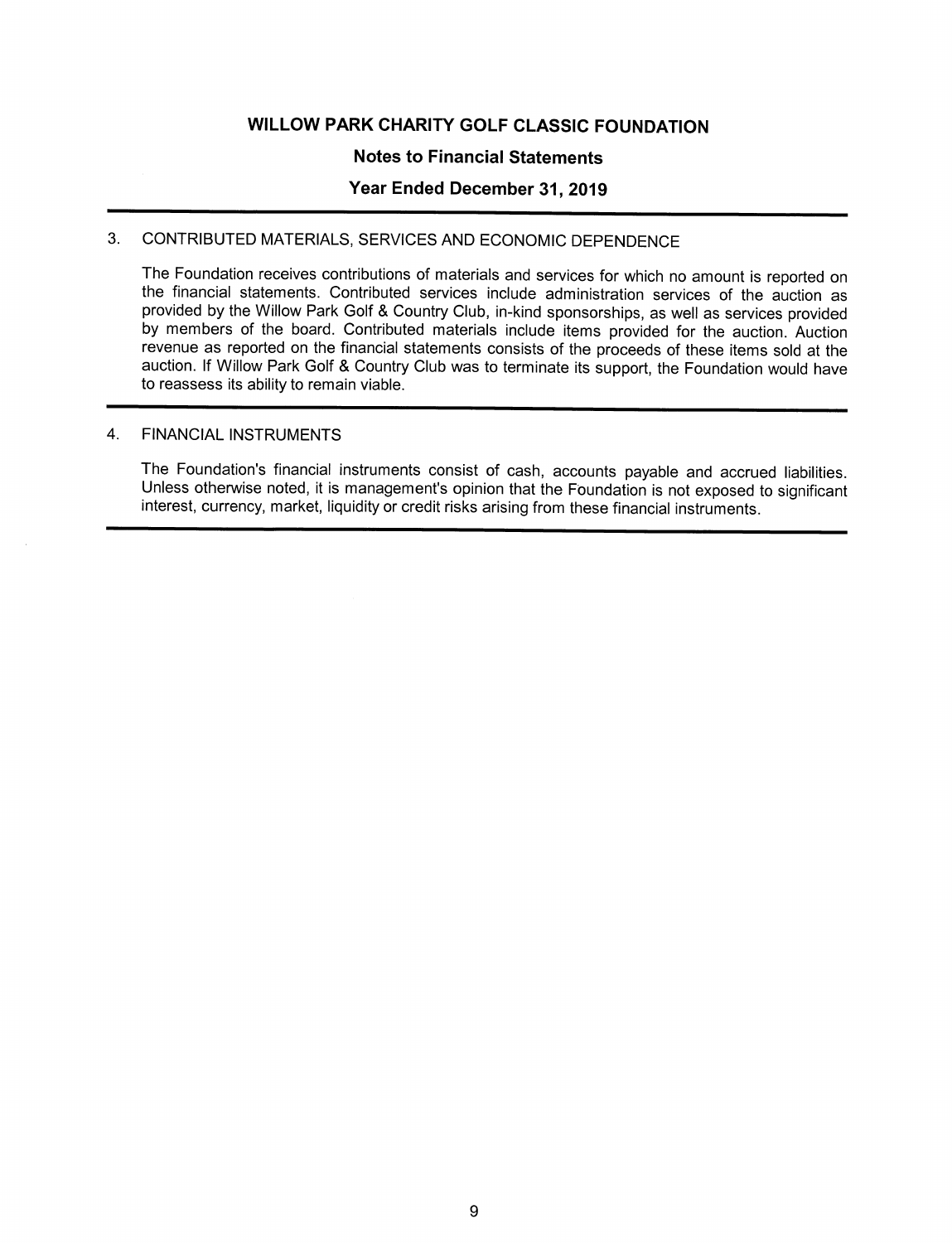# WILLOW PARK CHARITY GOLF CLASSIC FOUNDATION

## Notes to Financial Statements

## Year Ended December 31, 2019

### 3. CONTRIBUTED MATERIALS, SERVICES AND ECONOMIC DEPENDENCE

The Foundation receives contributions of materials and services for which no amount is reported on the financial statements. Contributed services include administration services of the auction as provided by the Willow Park Golf & Country Club, in-kind sponsorships, as well as services provided by members of the board. Contributed materials include items provided for the auction. Auction revenue as reported on the financial statements consists of the proceeds of these items sold at the auction. If Willow Park Golf & Country Club was to terminate its support, the Foundation would have to reassess its ability to remain viable.

### 4. FINANCIAL INSTRUMENTS

The Foundation's financial instruments consist of cash, accounts payable and accrued liabilities. Unless otherwise noted, it is management's opinion that the Foundation is not exposed to significant interest, currency, market, liquidity or credit risks arising from these financial instruments.